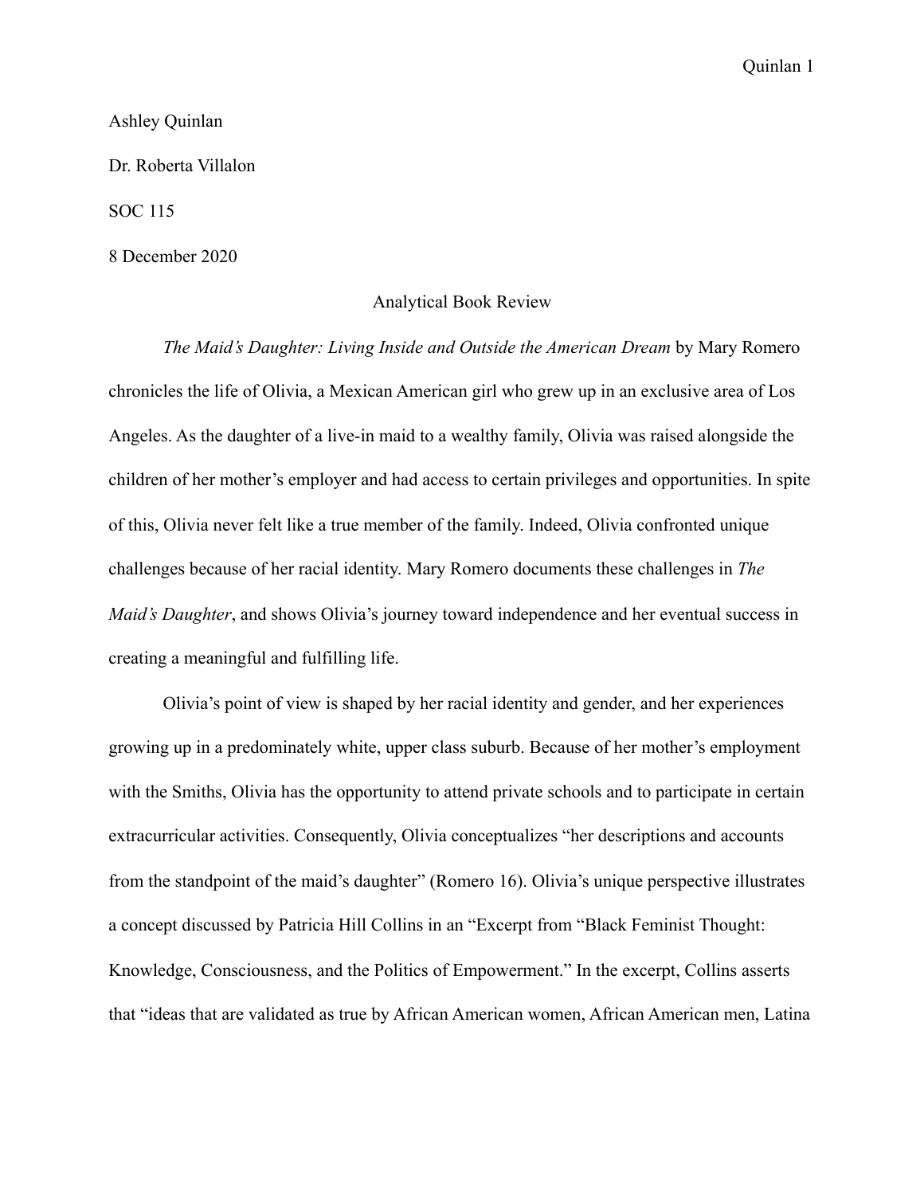Ashley Quinlan

Dr. Roberta Villalon

SOC 115

8 December 2020

# Analytical Book Review

*The Maid's Daughter: Living Inside and Outside the American Dream* by Mary Romero chronicles the life of Olivia, a Mexican American girl who grew up in an exclusive area of Los Angeles. As the daughter of a live-in maid to a wealthy family, Olivia was raised alongside the children of her mother's employer and had access to certain privileges and opportunities. In spite of this, Olivia never felt like a true member of the family. Indeed, Olivia confronted unique challenges because of her racial identity. Mary Romero documents these challenges in *The Maid's Daughter*, and shows Olivia's journey toward independence and her eventual success in creating a meaningful and fulfilling life.

Olivia's point of view is shaped by her racial identity and gender, and her experiences growing up in a predominately white, upper class suburb. Because of her mother's employment with the Smiths, Olivia has the opportunity to attend private schools and to participate in certain extracurricular activities. Consequently, Olivia conceptualizes "her descriptions and accounts from the standpoint of the maid's daughter" (Romero 16). Olivia's unique perspective illustrates a concept discussed by Patricia Hill Collins in an "Excerpt from "Black Feminist Thought: Knowledge, Consciousness, and the Politics of Empowerment." In the excerpt, Collins asserts that "ideas that are validated as true by African American women, African American men, Latina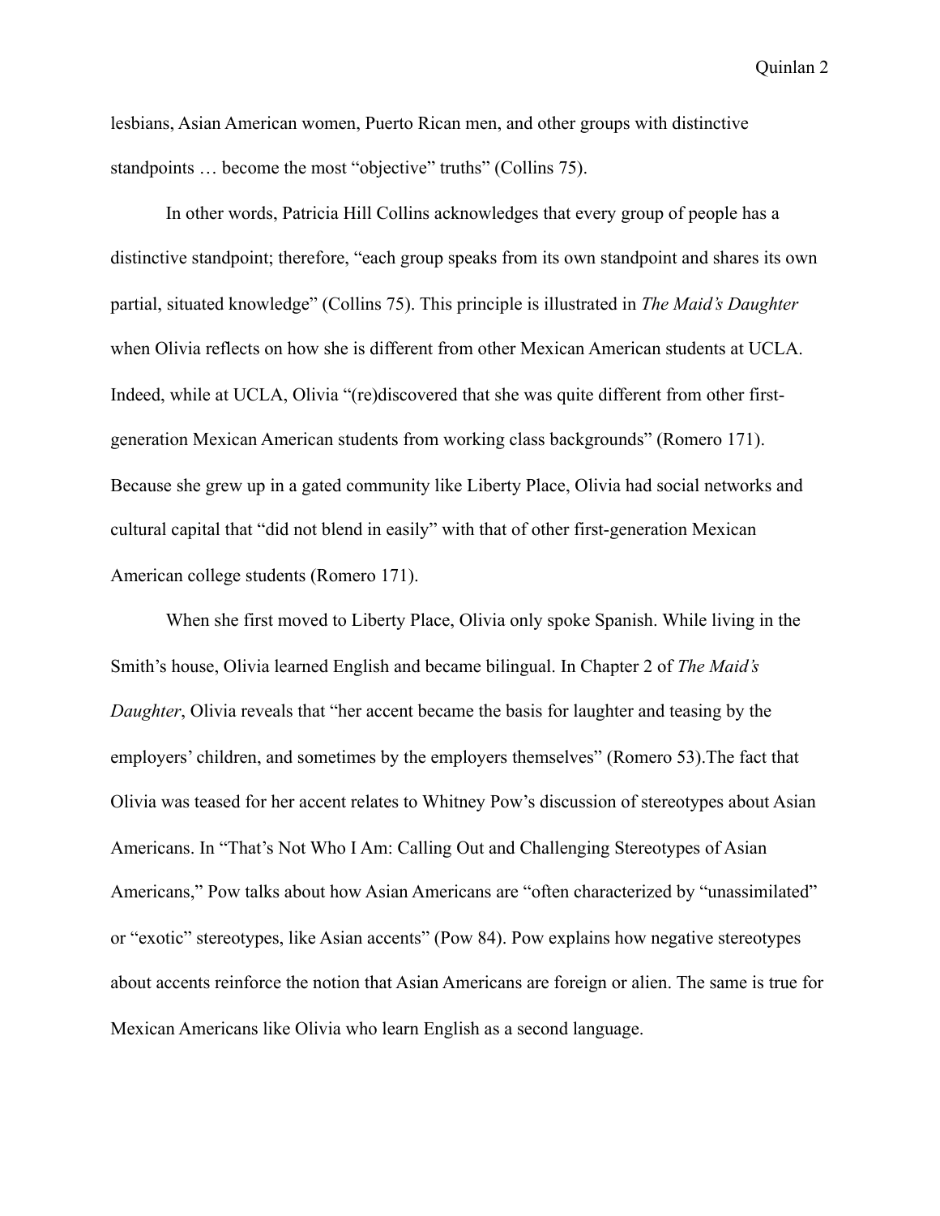lesbians, Asian American women, Puerto Rican men, and other groups with distinctive standpoints … become the most "objective" truths" (Collins 75).

In other words, Patricia Hill Collins acknowledges that every group of people has a distinctive standpoint; therefore, "each group speaks from its own standpoint and shares its own partial, situated knowledge" (Collins 75). This principle is illustrated in *The Maid's Daughter* when Olivia reflects on how she is different from other Mexican American students at UCLA. Indeed, while at UCLA, Olivia "(re)discovered that she was quite different from other first-generation Mexican American students from working class backgrounds" (Romero 171). Because she grew up in a gated community like Liberty Place, Olivia had social networks and cultural capital that "did not blend in easily" with that of other first-generation Mexican American college students (Romero 171).

When she first moved to Liberty Place, Olivia only spoke Spanish. While living in the Smith's house, Olivia learned English and became bilingual. In Chapter 2 of *The Maid's Daughter*, Olivia reveals that "her accent became the basis for laughter and teasing by the employers' children, and sometimes by the employers themselves" (Romero 53).The fact that Olivia was teased for her accent relates to Whitney Pow's discussion of stereotypes about Asian Americans. In "That's Not Who I Am: Calling Out and Challenging Stereotypes of Asian Americans," Pow talks about how Asian Americans are "often characterized by "unassimilated" or "exotic" stereotypes, like Asian accents" (Pow 84). Pow explains how negative stereotypes about accents reinforce the notion that Asian Americans are foreign or alien. The same is true for Mexican Americans like Olivia who learn English as a second language.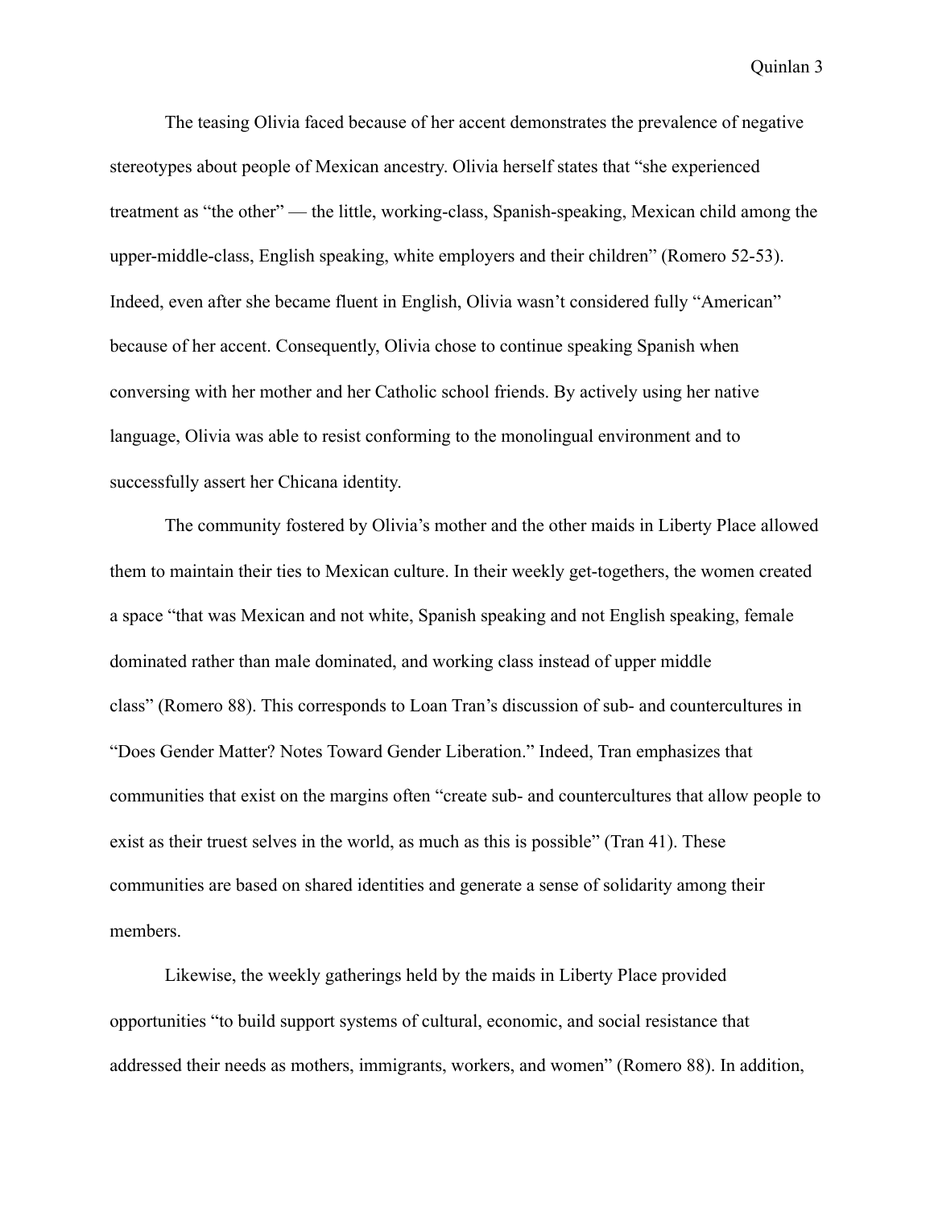The teasing Olivia faced because of her accent demonstrates the prevalence of negative stereotypes about people of Mexican ancestry. Olivia herself states that "she experienced treatment as "the other" — the little, working-class, Spanish-speaking, Mexican child among the upper-middle-class, English speaking, white employers and their children" (Romero 52-53). Indeed, even after she became fluent in English, Olivia wasn't considered fully "American" because of her accent. Consequently, Olivia chose to continue speaking Spanish when conversing with her mother and her Catholic school friends. By actively using her native language, Olivia was able to resist conforming to the monolingual environment and to successfully assert her Chicana identity.

The community fostered by Olivia's mother and the other maids in Liberty Place allowed them to maintain their ties to Mexican culture. In their weekly get-togethers, the women created a space "that was Mexican and not white, Spanish speaking and not English speaking, female dominated rather than male dominated, and working class instead of upper middle class" (Romero 88). This corresponds to Loan Tran's discussion of sub- and countercultures in "Does Gender Matter? Notes Toward Gender Liberation." Indeed, Tran emphasizes that communities that exist on the margins often "create sub- and countercultures that allow people to exist as their truest selves in the world, as much as this is possible" (Tran 41). These communities are based on shared identities and generate a sense of solidarity among their members.

Likewise, the weekly gatherings held by the maids in Liberty Place provided opportunities "to build support systems of cultural, economic, and social resistance that addressed their needs as mothers, immigrants, workers, and women" (Romero 88). In addition,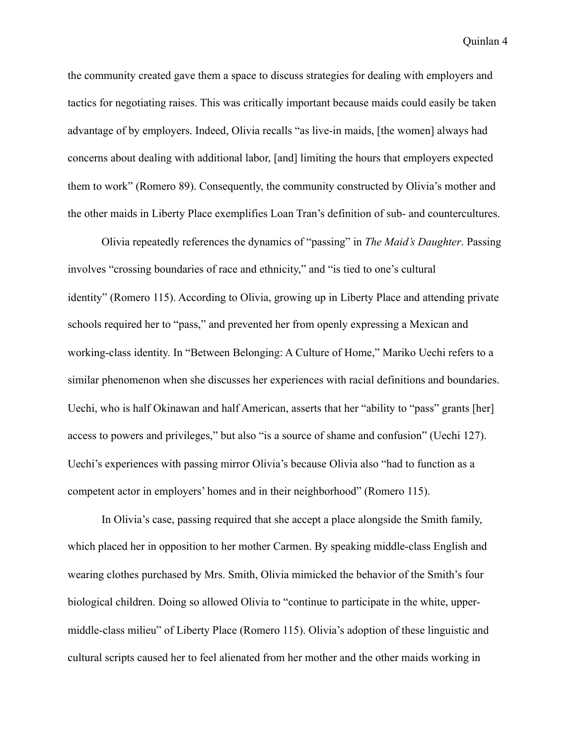the community created gave them a space to discuss strategies for dealing with employers and tactics for negotiating raises. This was critically important because maids could easily be taken advantage of by employers. Indeed, Olivia recalls "as live-in maids, [the women] always had concerns about dealing with additional labor, [and] limiting the hours that employers expected them to work" (Romero 89). Consequently, the community constructed by Olivia's mother and the other maids in Liberty Place exemplifies Loan Tran's definition of sub- and countercultures.

Olivia repeatedly references the dynamics of "passing" in *The Maid's Daughter*. Passing involves "crossing boundaries of race and ethnicity," and "is tied to one's cultural identity" (Romero 115). According to Olivia, growing up in Liberty Place and attending private schools required her to "pass," and prevented her from openly expressing a Mexican and working-class identity. In "Between Belonging: A Culture of Home," Mariko Uechi refers to a similar phenomenon when she discusses her experiences with racial definitions and boundaries. Uechi, who is half Okinawan and half American, asserts that her "ability to "pass" grants [her] access to powers and privileges," but also "is a source of shame and confusion" (Uechi 127). Uechi's experiences with passing mirror Olivia's because Olivia also "had to function as a competent actor in employers' homes and in their neighborhood" (Romero 115).

In Olivia's case, passing required that she accept a place alongside the Smith family, which placed her in opposition to her mother Carmen. By speaking middle-class English and wearing clothes purchased by Mrs. Smith, Olivia mimicked the behavior of the Smith's four biological children. Doing so allowed Olivia to "continue to participate in the white, upper-middle-class milieu" of Liberty Place (Romero 115). Olivia's adoption of these linguistic and cultural scripts caused her to feel alienated from her mother and the other maids working in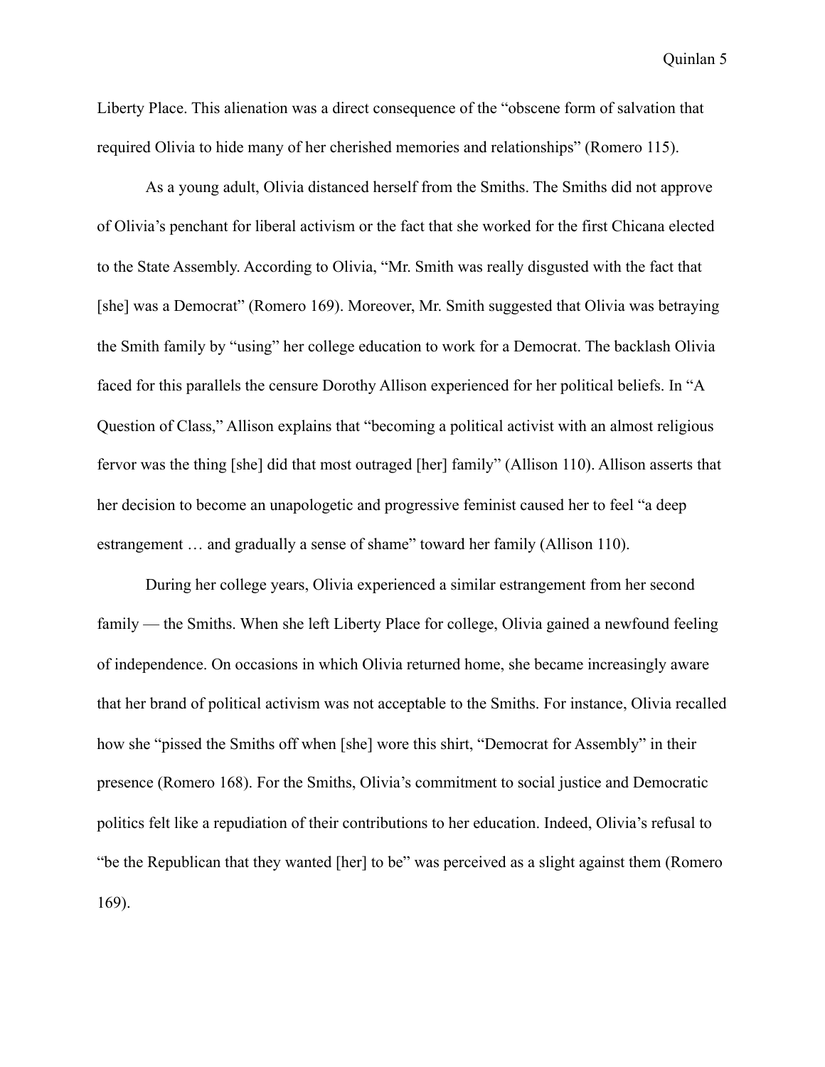Liberty Place. This alienation was a direct consequence of the "obscene form of salvation that required Olivia to hide many of her cherished memories and relationships" (Romero 115).

As a young adult, Olivia distanced herself from the Smiths. The Smiths did not approve of Olivia's penchant for liberal activism or the fact that she worked for the first Chicana elected to the State Assembly. According to Olivia, "Mr. Smith was really disgusted with the fact that [she] was a Democrat" (Romero 169). Moreover, Mr. Smith suggested that Olivia was betraying the Smith family by "using" her college education to work for a Democrat. The backlash Olivia faced for this parallels the censure Dorothy Allison experienced for her political beliefs. In "A Question of Class," Allison explains that "becoming a political activist with an almost religious fervor was the thing [she] did that most outraged [her] family" (Allison 110). Allison asserts that her decision to become an unapologetic and progressive feminist caused her to feel "a deep estrangement … and gradually a sense of shame" toward her family (Allison 110).

During her college years, Olivia experienced a similar estrangement from her second family — the Smiths. When she left Liberty Place for college, Olivia gained a newfound feeling of independence. On occasions in which Olivia returned home, she became increasingly aware that her brand of political activism was not acceptable to the Smiths. For instance, Olivia recalled how she "pissed the Smiths off when [she] wore this shirt, "Democrat for Assembly" in their presence (Romero 168). For the Smiths, Olivia's commitment to social justice and Democratic politics felt like a repudiation of their contributions to her education. Indeed, Olivia's refusal to "be the Republican that they wanted [her] to be" was perceived as a slight against them (Romero 169).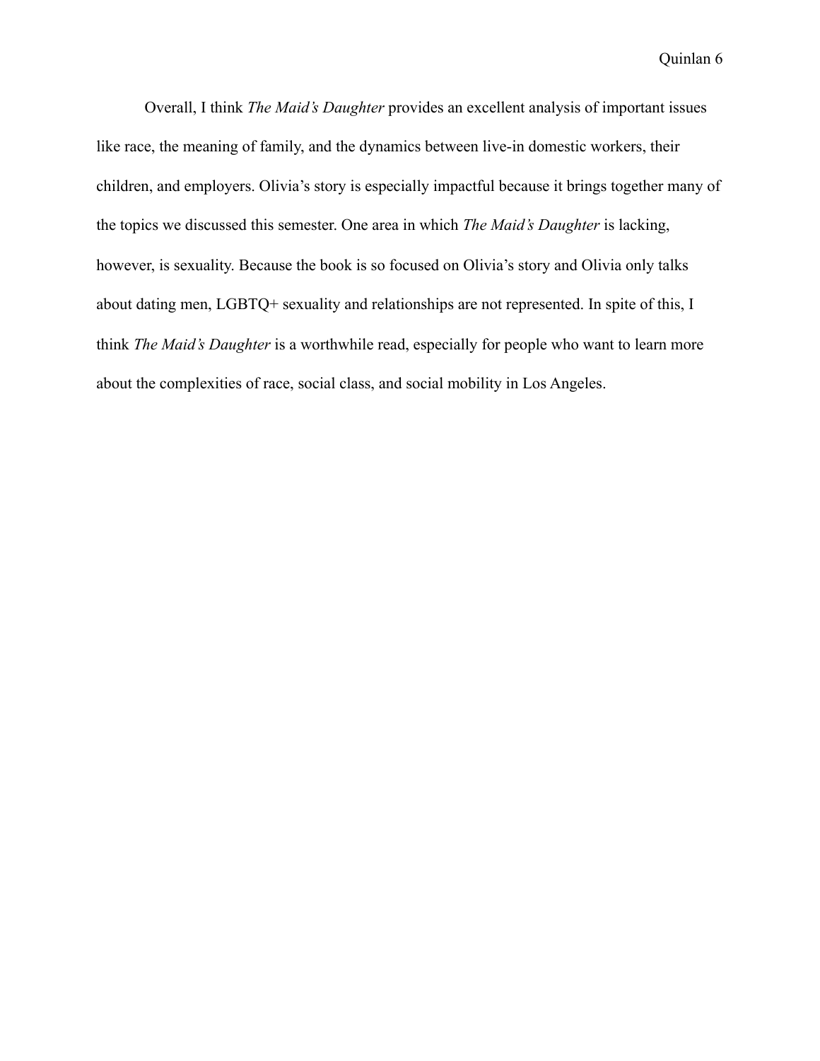Overall, I think *The Maid's Daughter* provides an excellent analysis of important issues like race, the meaning of family, and the dynamics between live-in domestic workers, their children, and employers. Olivia's story is especially impactful because it brings together many of the topics we discussed this semester. One area in which *The Maid's Daughter* is lacking, however, is sexuality. Because the book is so focused on Olivia's story and Olivia only talks about dating men, LGBTQ+ sexuality and relationships are not represented. In spite of this, I think *The Maid's Daughter* is a worthwhile read, especially for people who want to learn more about the complexities of race, social class, and social mobility in Los Angeles.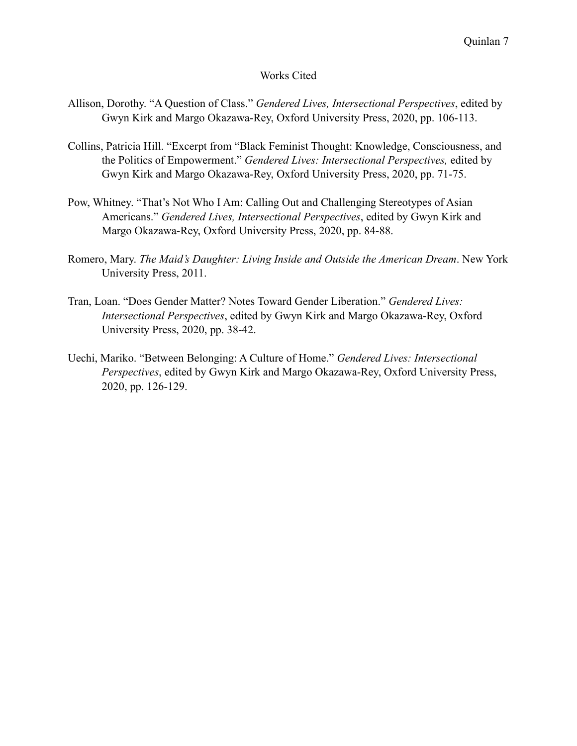# Works Cited

Allison, Dorothy. "A Question of Class." *Gendered Lives, Intersectional Perspectives*, edited by Gwyn Kirk and Margo Okazawa-Rey, Oxford University Press, 2020, pp. 106-113.

Collins, Patricia Hill. "Excerpt from "Black Feminist Thought: Knowledge, Consciousness, and the Politics of Empowerment." *Gendered Lives: Intersectional Perspectives,* edited by Gwyn Kirk and Margo Okazawa-Rey, Oxford University Press, 2020, pp. 71-75.

Pow, Whitney. "That's Not Who I Am: Calling Out and Challenging Stereotypes of Asian Americans." *Gendered Lives, Intersectional Perspectives*, edited by Gwyn Kirk and Margo Okazawa-Rey, Oxford University Press, 2020, pp. 84-88.

Romero, Mary. *The Maid's Daughter: Living Inside and Outside the American Dream*. New York University Press, 2011.

Tran, Loan. "Does Gender Matter? Notes Toward Gender Liberation." *Gendered Lives: Intersectional Perspectives*, edited by Gwyn Kirk and Margo Okazawa-Rey, Oxford University Press, 2020, pp. 38-42.

Uechi, Mariko. "Between Belonging: A Culture of Home." *Gendered Lives: Intersectional Perspectives*, edited by Gwyn Kirk and Margo Okazawa-Rey, Oxford University Press, 2020, pp. 126-129.